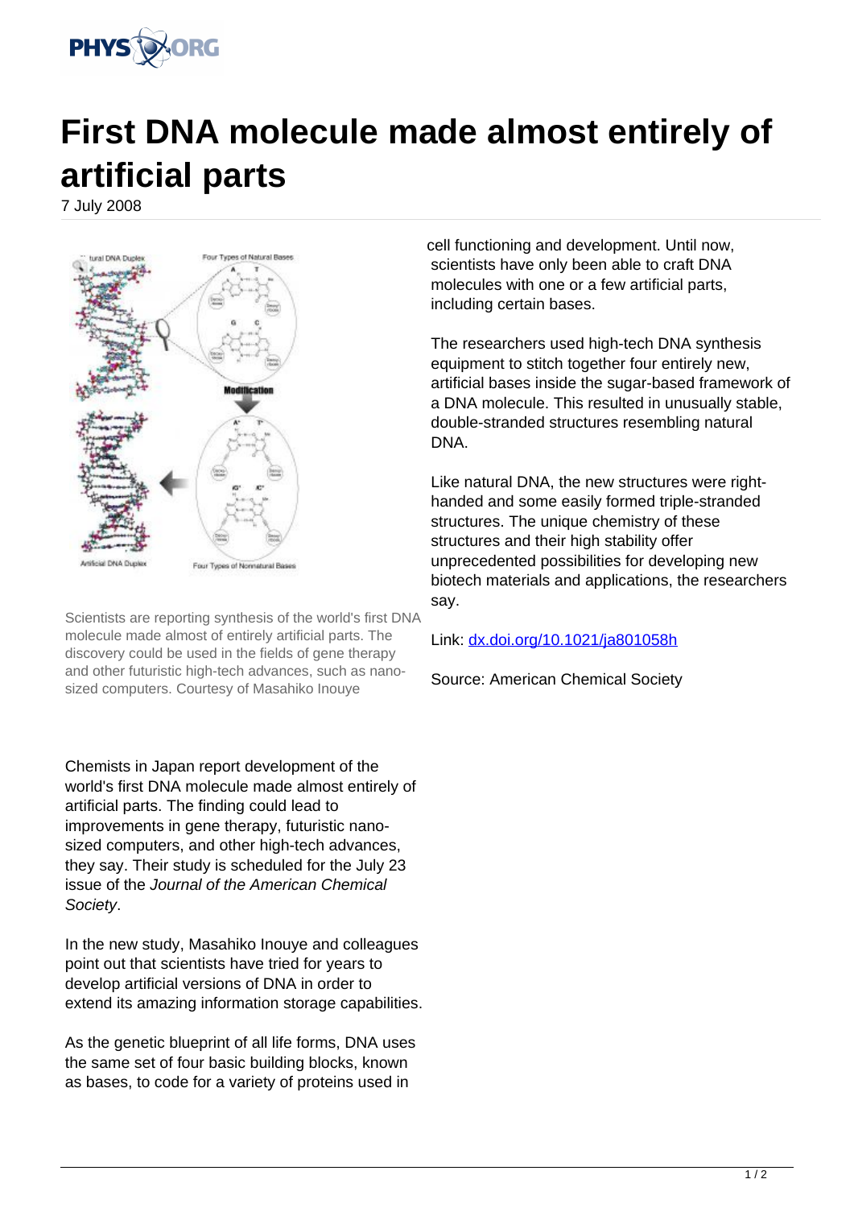# First DNA molecule made almost entirely of artificial parts

7 July 2008

Scientists are reporting synthesis of the world's first DNA molecule made almost of entirely artificial parts. The discovery could be used in the fields of gene therapy and other futuristic high-tech advances, such as nano-sized computers. Courtesy of Masahiko Inouye

Chemists in Japan report development of the world's first DNA molecule made almost entirely of artificial parts. The finding could lead to improvements in gene therapy, futuristic nano-sized computers, and other high-tech advances, they say. Their study is scheduled for the July 23 issue of the *Journal of the American Chemical Society*.

In the new study, Masahiko Inouye and colleagues point out that scientists have tried for years to develop artificial versions of DNA in order to extend its amazing information storage capabilities.

As the genetic blueprint of all life forms, DNA uses the same set of four basic building blocks, known as bases, to code for a variety of proteins used in cell functioning and development. Until now, scientists have only been able to craft DNA molecules with one or a few artificial parts, including certain bases.

The researchers used high-tech DNA synthesis equipment to stitch together four entirely new, artificial bases inside the sugar-based framework of a DNA molecule. This resulted in unusually stable, double-stranded structures resembling natural DNA.

Like natural DNA, the new structures were right-handed and some easily formed triple-stranded structures. The unique chemistry of these structures and their high stability offer unprecedented possibilities for developing new biotech materials and applications, the researchers say.

Link: [dx.doi.org/10.1021/ja801058h](http://dx.doi.org/10.1021/ja801058h)

Source: American Chemical Society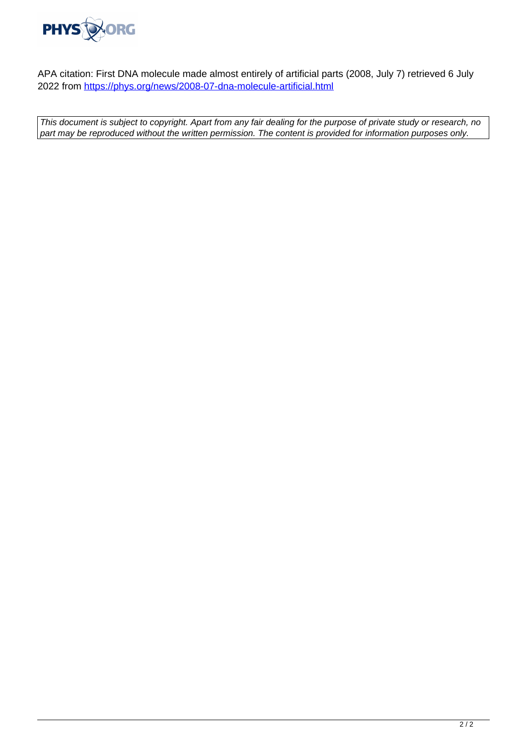APA citation: First DNA molecule made almost entirely of artificial parts (2008, July 7) retrieved 6 July 2022 from https://phys.org/news/2008-07-dna-molecule-artificial.html

*This document is subject to copyright. Apart from any fair dealing for the purpose of private study or research, no part may be reproduced without the written permission. The content is provided for information purposes only.*